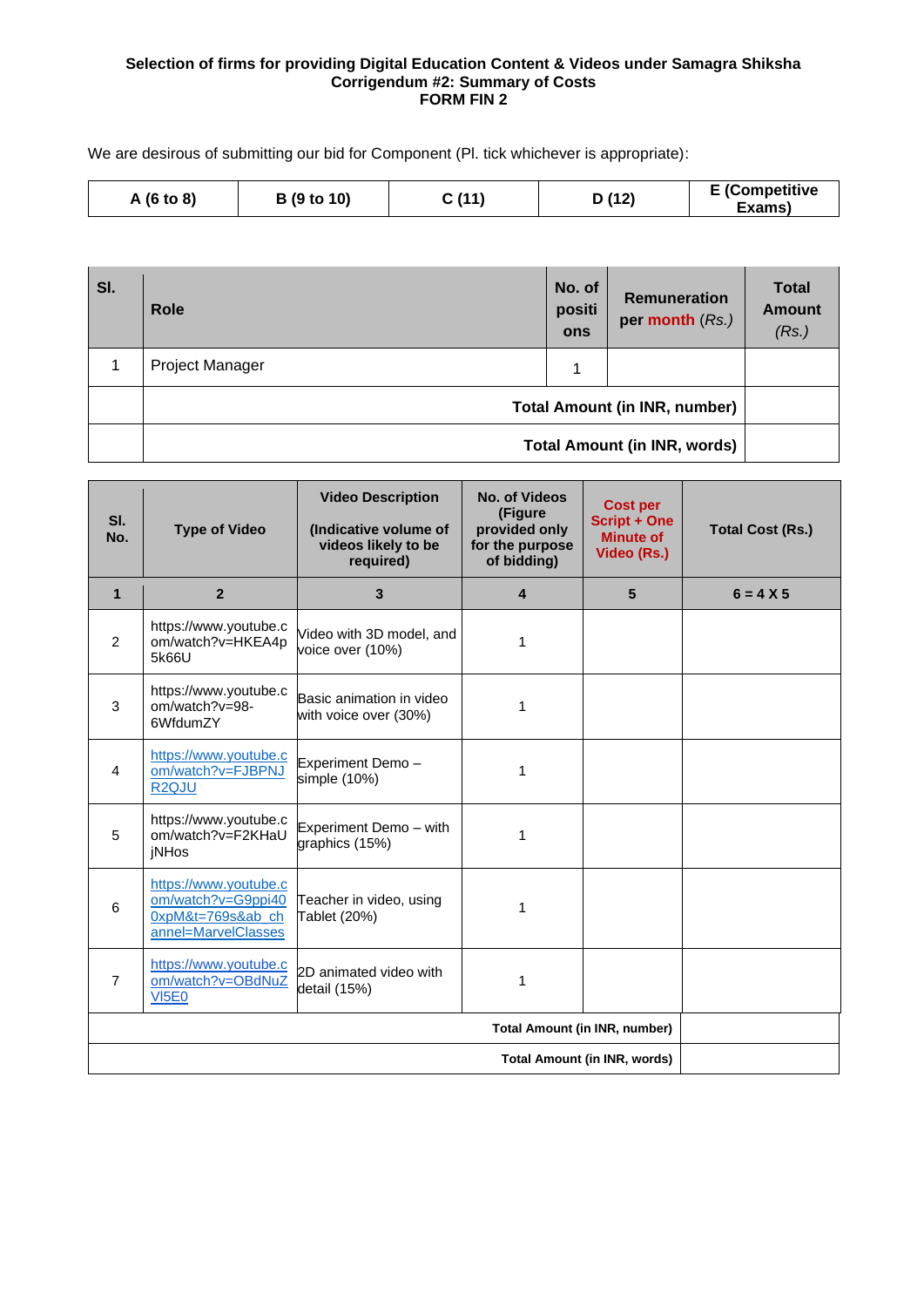**Selection of firms for providing Digital Education Content & Videos under Samagra Shiksha**
**Corrigendum #2: Summary of Costs**
**FORM FIN 2**

We are desirous of submitting our bid for Component (Pl. tick whichever is appropriate):

| A (6 to 8) | B (9 to 10) | C (11) | D (12) | E (Competitive Exams) |
|---|---|---|---|---|

| Sl. | Role | No. of positions | Remuneration per month (*Rs.*) | Total Amount (*Rs.*) |
|---|---|---|---|---|
| 1 | Project Manager | 1 | | |
| | **Total Amount (in INR, number)** | | | |
| | **Total Amount (in INR, words)** | | | |

| Sl. No. | Type of Video | Video Description (Indicative volume of videos likely to be required) | No. of Videos (Figure provided only for the purpose of bidding) | Cost per Script + One Minute of Video (Rs.) | Total Cost (Rs.) |
|---|---|---|---|---|---|
| **1** | **2** | **3** | **4** | **5** | **6 = 4 X 5** |
| 2 | https://www.youtube.com/watch?v=HKEA4p5k66U | Video with 3D model, and voice over (10%) | 1 | | |
| 3 | https://www.youtube.com/watch?v=98-6WfdumZY | Basic animation in video with voice over (30%) | 1 | | |
| 4 | https://www.youtube.com/watch?v=FJBPNJR2QJU | Experiment Demo – simple (10%) | 1 | | |
| 5 | https://www.youtube.com/watch?v=F2KHaUjNHos | Experiment Demo – with graphics (15%) | 1 | | |
| 6 | https://www.youtube.com/watch?v=G9ppi400xpM&t=769s&ab_channel=MarvelClasses | Teacher in video, using Tablet (20%) | 1 | | |
| 7 | https://www.youtube.com/watch?v=OBdNuZVl5E0 | 2D animated video with detail (15%) | 1 | | |
| | | | | **Total Amount (in INR, number)** | |
| | | | | **Total Amount (in INR, words)** | |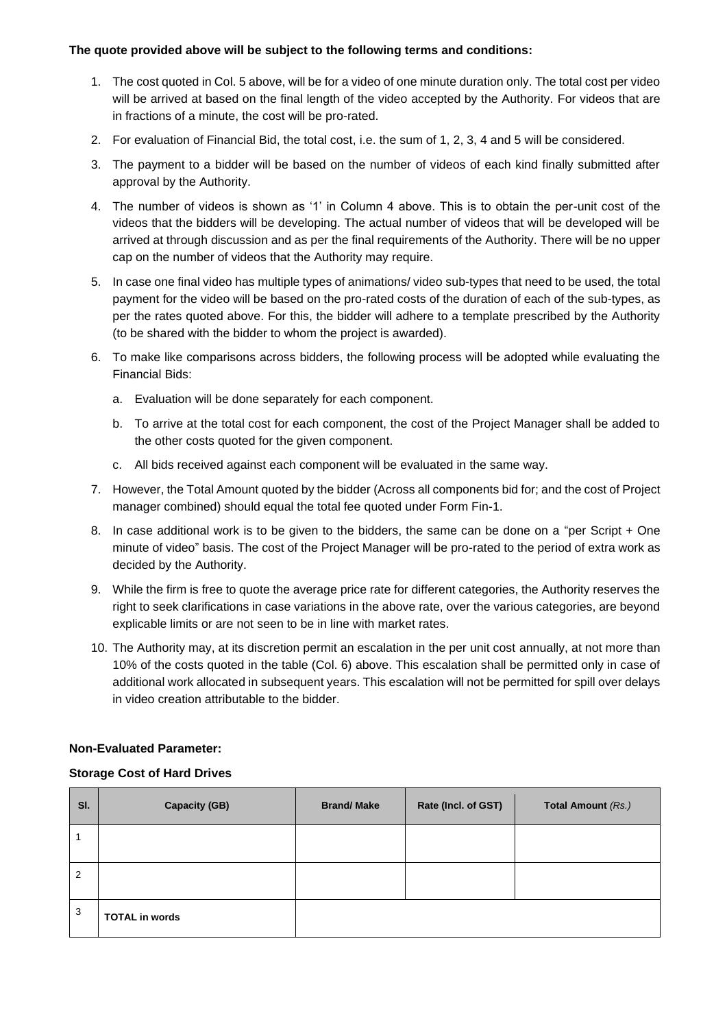**The quote provided above will be subject to the following terms and conditions:**

1. The cost quoted in Col. 5 above, will be for a video of one minute duration only. The total cost per video will be arrived at based on the final length of the video accepted by the Authority. For videos that are in fractions of a minute, the cost will be pro-rated.
2. For evaluation of Financial Bid, the total cost, i.e. the sum of 1, 2, 3, 4 and 5 will be considered.
3. The payment to a bidder will be based on the number of videos of each kind finally submitted after approval by the Authority.
4. The number of videos is shown as '1' in Column 4 above. This is to obtain the per-unit cost of the videos that the bidders will be developing. The actual number of videos that will be developed will be arrived at through discussion and as per the final requirements of the Authority. There will be no upper cap on the number of videos that the Authority may require.
5. In case one final video has multiple types of animations/ video sub-types that need to be used, the total payment for the video will be based on the pro-rated costs of the duration of each of the sub-types, as per the rates quoted above. For this, the bidder will adhere to a template prescribed by the Authority (to be shared with the bidder to whom the project is awarded).
6. To make like comparisons across bidders, the following process will be adopted while evaluating the Financial Bids:
   a. Evaluation will be done separately for each component.
   b. To arrive at the total cost for each component, the cost of the Project Manager shall be added to the other costs quoted for the given component.
   c. All bids received against each component will be evaluated in the same way.
7. However, the Total Amount quoted by the bidder (Across all components bid for; and the cost of Project manager combined) should equal the total fee quoted under Form Fin-1.
8. In case additional work is to be given to the bidders, the same can be done on a "per Script + One minute of video" basis. The cost of the Project Manager will be pro-rated to the period of extra work as decided by the Authority.
9. While the firm is free to quote the average price rate for different categories, the Authority reserves the right to seek clarifications in case variations in the above rate, over the various categories, are beyond explicable limits or are not seen to be in line with market rates.
10. The Authority may, at its discretion permit an escalation in the per unit cost annually, at not more than 10% of the costs quoted in the table (Col. 6) above. This escalation shall be permitted only in case of additional work allocated in subsequent years. This escalation will not be permitted for spill over delays in video creation attributable to the bidder.

**Non-Evaluated Parameter:**

**Storage Cost of Hard Drives**

| Sl. | Capacity (GB) | Brand/ Make | Rate (Incl. of GST) | Total Amount *(Rs.)* |
|---|---|---|---|---|
| 1 | | | | |
| 2 | | | | |
| 3 | **TOTAL in words** | | | |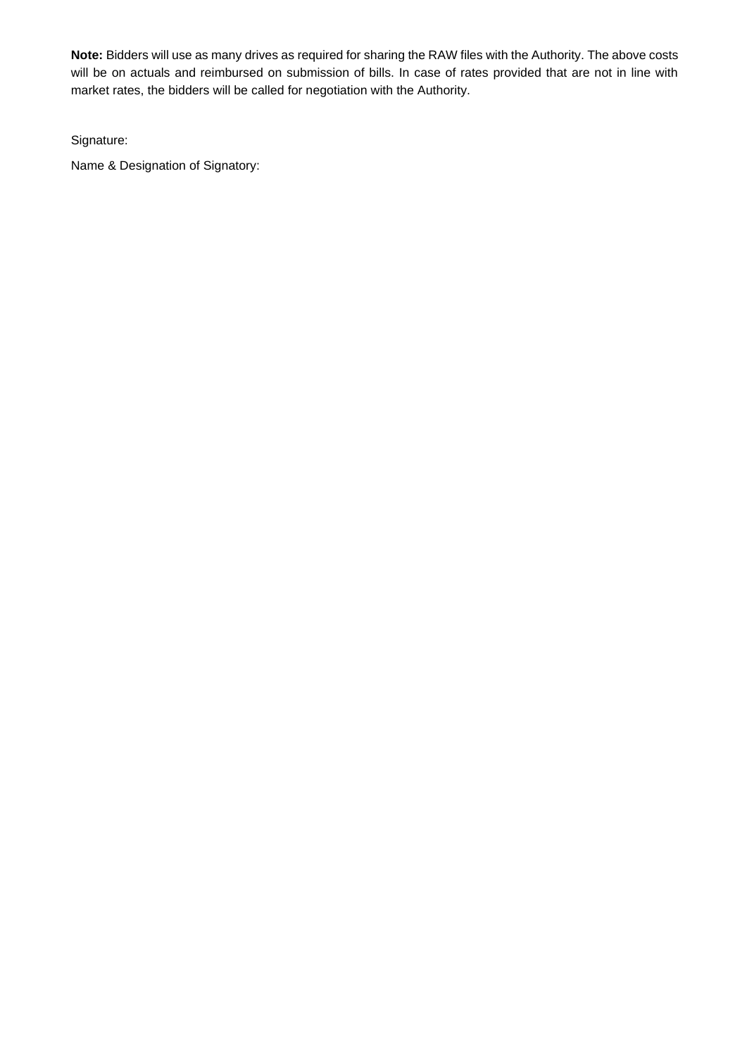**Note:** Bidders will use as many drives as required for sharing the RAW files with the Authority. The above costs will be on actuals and reimbursed on submission of bills. In case of rates provided that are not in line with market rates, the bidders will be called for negotiation with the Authority.

Signature:

Name & Designation of Signatory: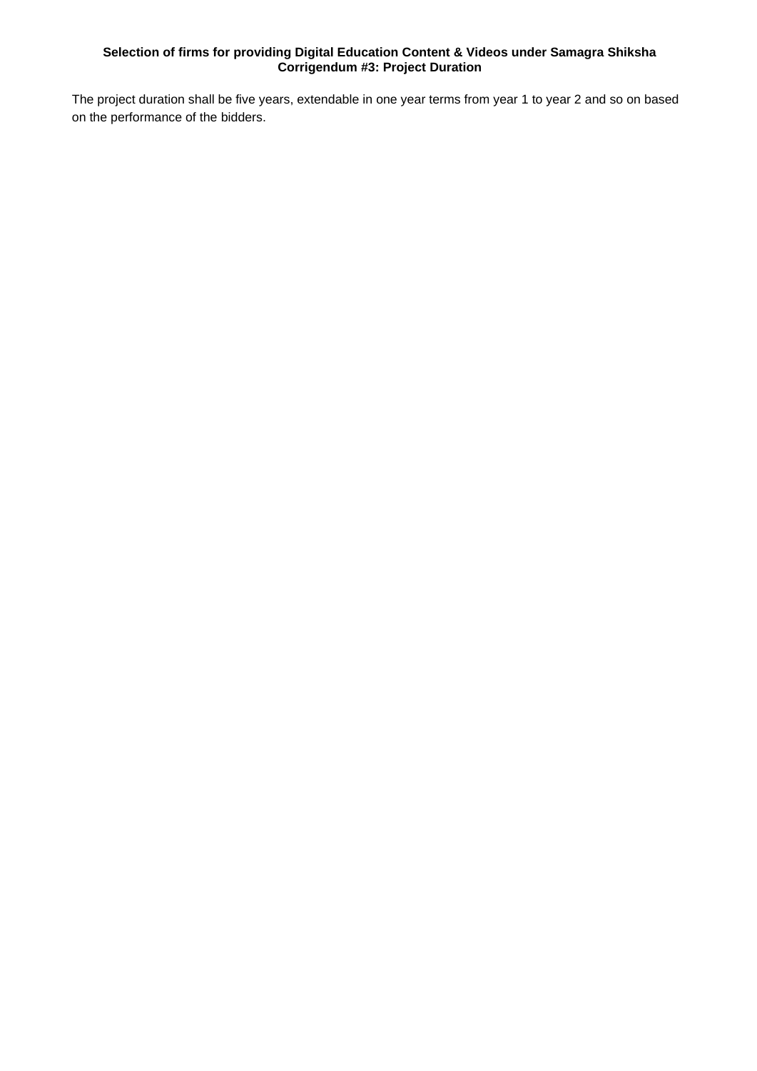**Selection of firms for providing Digital Education Content & Videos under Samagra Shiksha**
**Corrigendum #3: Project Duration**

The project duration shall be five years, extendable in one year terms from year 1 to year 2 and so on based on the performance of the bidders.